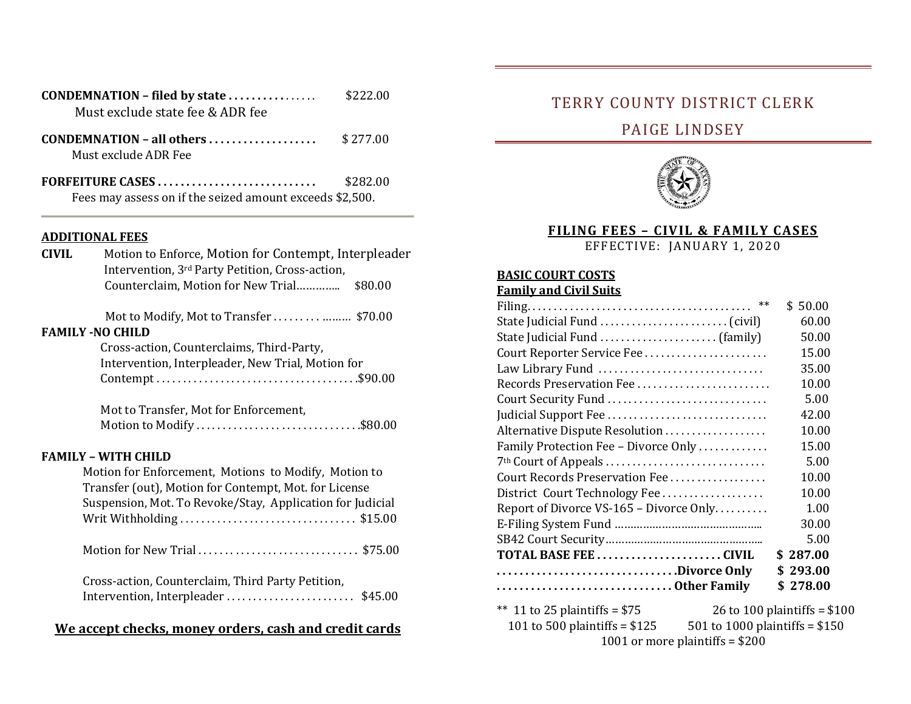**CONDEMNATION – filed by state** ................ $222.00
Must exclude state fee & ADR fee

**CONDEMNATION – all others** .................. $ 277.00
Must exclude ADR Fee

**FORFEITURE CASES** ........................... $282.00
Fees may assess on if the seized amount exceeds $2,500.

---

**ADDITIONAL FEES**

**CIVIL**

Motion to Enforce, Motion for Contempt, Interpleader Intervention, 3rd Party Petition, Cross-action, Counterclaim, Motion for New Trial............ $80.00

Mot to Modify, Mot to Transfer .................. $70.00

**FAMILY -NO CHILD**

Cross-action, Counterclaims, Third-Party, Intervention, Interpleader, New Trial, Motion for Contempt ..................................... $90.00

Mot to Transfer, Mot for Enforcement, Motion to Modify .............................. $80.00

**FAMILY – WITH CHILD**

Motion for Enforcement, Motions to Modify, Motion to Transfer (out), Motion for Contempt, Mot. for License Suspension, Mot. To Revoke/Stay, Application for Judicial Writ Withholding ................................ $15.00

Motion for New Trial ............................. $75.00

Cross-action, Counterclaim, Third Party Petition, Intervention, Interpleader ....................... $45.00

**We accept checks, money orders, cash and credit cards**

# TERRY COUNTY DISTRICT CLERK

## PAIGE LINDSEY

### FILING FEES – CIVIL & FAMILY CASES

EFFECTIVE: JANUARY 1, 2020

**BASIC COURT COSTS**

**Family and Civil Suits**

| Item | Fee |
|---|---|
| Filing ** | $ 50.00 |
| State Judicial Fund (civil) | 60.00 |
| State Judicial Fund (family) | 50.00 |
| Court Reporter Service Fee | 15.00 |
| Law Library Fund | 35.00 |
| Records Preservation Fee | 10.00 |
| Court Security Fund | 5.00 |
| Judicial Support Fee | 42.00 |
| Alternative Dispute Resolution | 10.00 |
| Family Protection Fee – Divorce Only | 15.00 |
| 7th Court of Appeals | 5.00 |
| Court Records Preservation Fee | 10.00 |
| District Court Technology Fee | 10.00 |
| Report of Divorce VS-165 – Divorce Only | 1.00 |
| E-Filing System Fund | 30.00 |
| SB42 Court Security | 5.00 |
| **TOTAL BASE FEE CIVIL** | **$ 287.00** |
| **Divorce Only** | **$ 293.00** |
| **Other Family** | **$ 278.00** |

** 11 to 25 plaintiffs = $75 &nbsp;&nbsp; 26 to 100 plaintiffs = $100
101 to 500 plaintiffs = $125 &nbsp;&nbsp; 501 to 1000 plaintiffs = $150
1001 or more plaintiffs = $200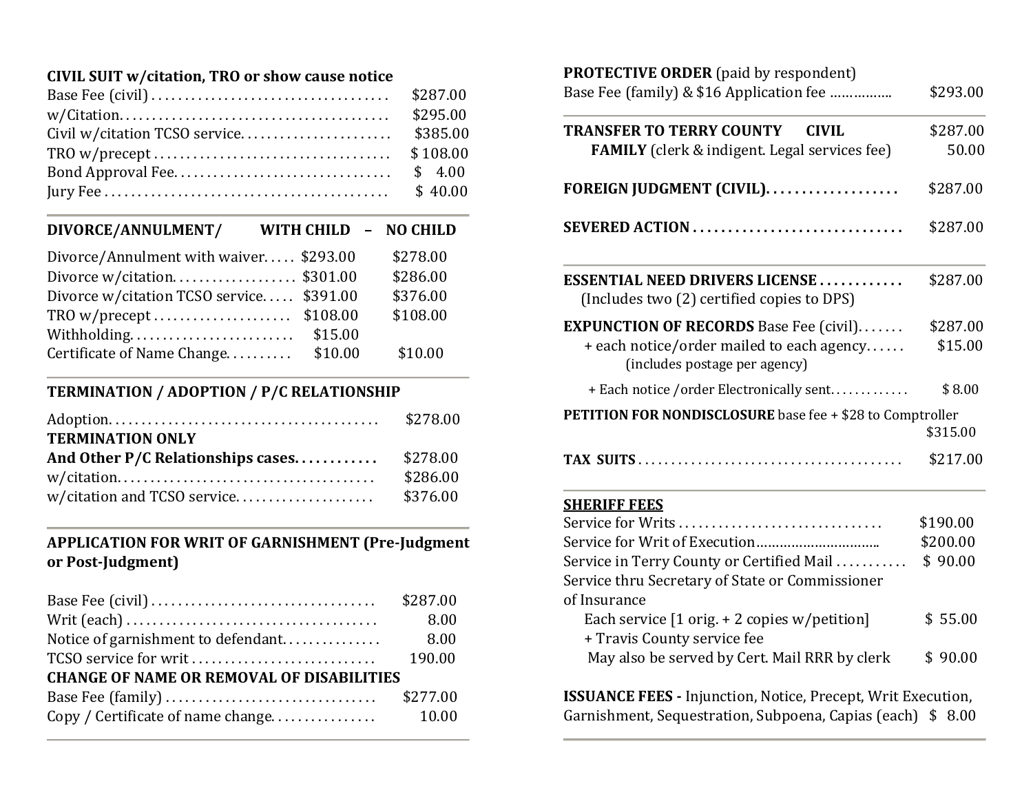**CIVIL SUIT w/citation, TRO or show cause notice**

| | |
|---|---|
| Base Fee (civil) | $287.00 |
| w/Citation | $295.00 |
| Civil w/citation TCSO service | $385.00 |
| TRO w/precept | $ 108.00 |
| Bond Approval Fee | $ 4.00 |
| Jury Fee | $ 40.00 |

| **DIVORCE/ANNULMENT/** | **WITH CHILD** | **NO CHILD** |
|---|---|---|
| Divorce/Annulment with waiver | $293.00 | $278.00 |
| Divorce w/citation | $301.00 | $286.00 |
| Divorce w/citation TCSO service | $391.00 | $376.00 |
| TRO w/precept | $108.00 | $108.00 |
| Withholding | $15.00 | |
| Certificate of Name Change | $10.00 | $10.00 |

**TERMINATION / ADOPTION / P/C RELATIONSHIP**

| | |
|---|---|
| Adoption | $278.00 |
| **TERMINATION ONLY** | |
| **And Other P/C Relationships cases** | $278.00 |
| w/citation | $286.00 |
| w/citation and TCSO service | $376.00 |

**APPLICATION FOR WRIT OF GARNISHMENT (Pre-Judgment or Post-Judgment)**

| | |
|---|---|
| Base Fee (civil) | $287.00 |
| Writ (each) | 8.00 |
| Notice of garnishment to defendant | 8.00 |
| TCSO service for writ | 190.00 |

**CHANGE OF NAME OR REMOVAL OF DISABILITIES**

| | |
|---|---|
| Base Fee (family) | $277.00 |
| Copy / Certificate of name change | 10.00 |

**PROTECTIVE ORDER** (paid by respondent)

| | |
|---|---|
| Base Fee (family) & $16 Application fee | $293.00 |

| | |
|---|---|
| **TRANSFER TO TERRY COUNTY CIVIL** | $287.00 |
| **FAMILY** (clerk & indigent. Legal services fee) | 50.00 |
| **FOREIGN JUDGMENT (CIVIL)** | $287.00 |
| **SEVERED ACTION** | $287.00 |

| | |
|---|---|
| **ESSENTIAL NEED DRIVERS LICENSE** (Includes two (2) certified copies to DPS) | $287.00 |
| **EXPUNCTION OF RECORDS** Base Fee (civil) | $287.00 |
| + each notice/order mailed to each agency (includes postage per agency) | $15.00 |
| + Each notice /order Electronically sent | $ 8.00 |
| **PETITION FOR NONDISCLOSURE** base fee + $28 to Comptroller | $315.00 |
| **TAX SUITS** | $217.00 |

**SHERIFF FEES**

| | |
|---|---|
| Service for Writs | $190.00 |
| Service for Writ of Execution | $200.00 |
| Service in Terry County or Certified Mail | $ 90.00 |
| Service thru Secretary of State or Commissioner of Insurance | |
| Each service [1 orig. + 2 copies w/petition] | $ 55.00 |
| + Travis County service fee | |
| May also be served by Cert. Mail RRR by clerk | $ 90.00 |

**ISSUANCE FEES -** Injunction, Notice, Precept, Writ Execution, Garnishment, Sequestration, Subpoena, Capias (each) $ 8.00